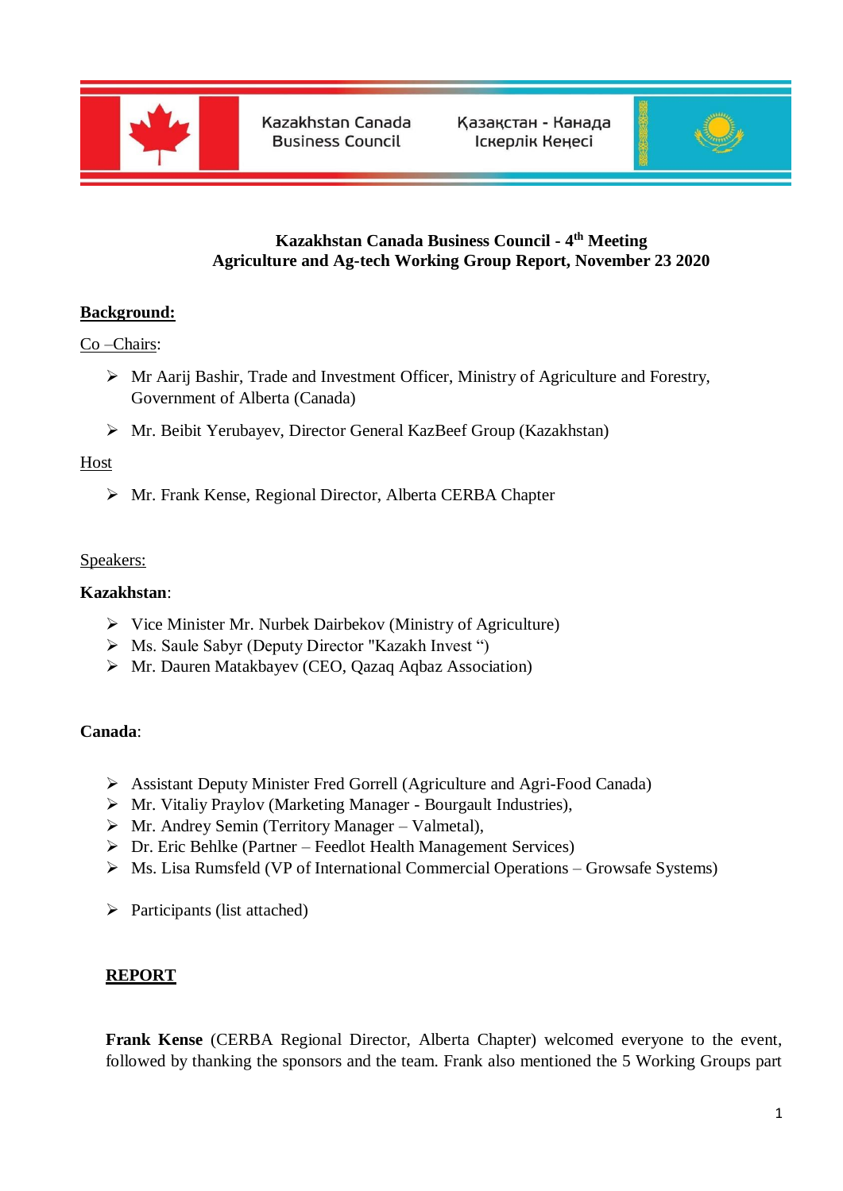Kazakhstan Canada Business Council

Қазақстан - Канада Іскерлік Кеңесі

**Kazakhstan Canada Business Council - 4th Meeting**
**Agriculture and Ag-tech Working Group Report, November 23 2020**

**Background:**

Co –Chairs:

- Mr Aarij Bashir, Trade and Investment Officer, Ministry of Agriculture and Forestry, Government of Alberta (Canada)
- Mr. Beibit Yerubayev, Director General KazBeef Group (Kazakhstan)

Host

- Mr. Frank Kense, Regional Director, Alberta CERBA Chapter

Speakers:

**Kazakhstan**:

- Vice Minister Mr. Nurbek Dairbekov (Ministry of Agriculture)
- Ms. Saule Sabyr (Deputy Director "Kazakh Invest ")
- Mr. Dauren Matakbayev (CEO, Qazaq Aqbaz Association)

**Canada**:

- Assistant Deputy Minister Fred Gorrell (Agriculture and Agri-Food Canada)
- Mr. Vitaliy Praylov (Marketing Manager - Bourgault Industries),
- Mr. Andrey Semin (Territory Manager – Valmetal),
- Dr. Eric Behlke (Partner – Feedlot Health Management Services)
- Ms. Lisa Rumsfeld (VP of International Commercial Operations – Growsafe Systems)

- Participants (list attached)

**REPORT**

**Frank Kense** (CERBA Regional Director, Alberta Chapter) welcomed everyone to the event, followed by thanking the sponsors and the team. Frank also mentioned the 5 Working Groups part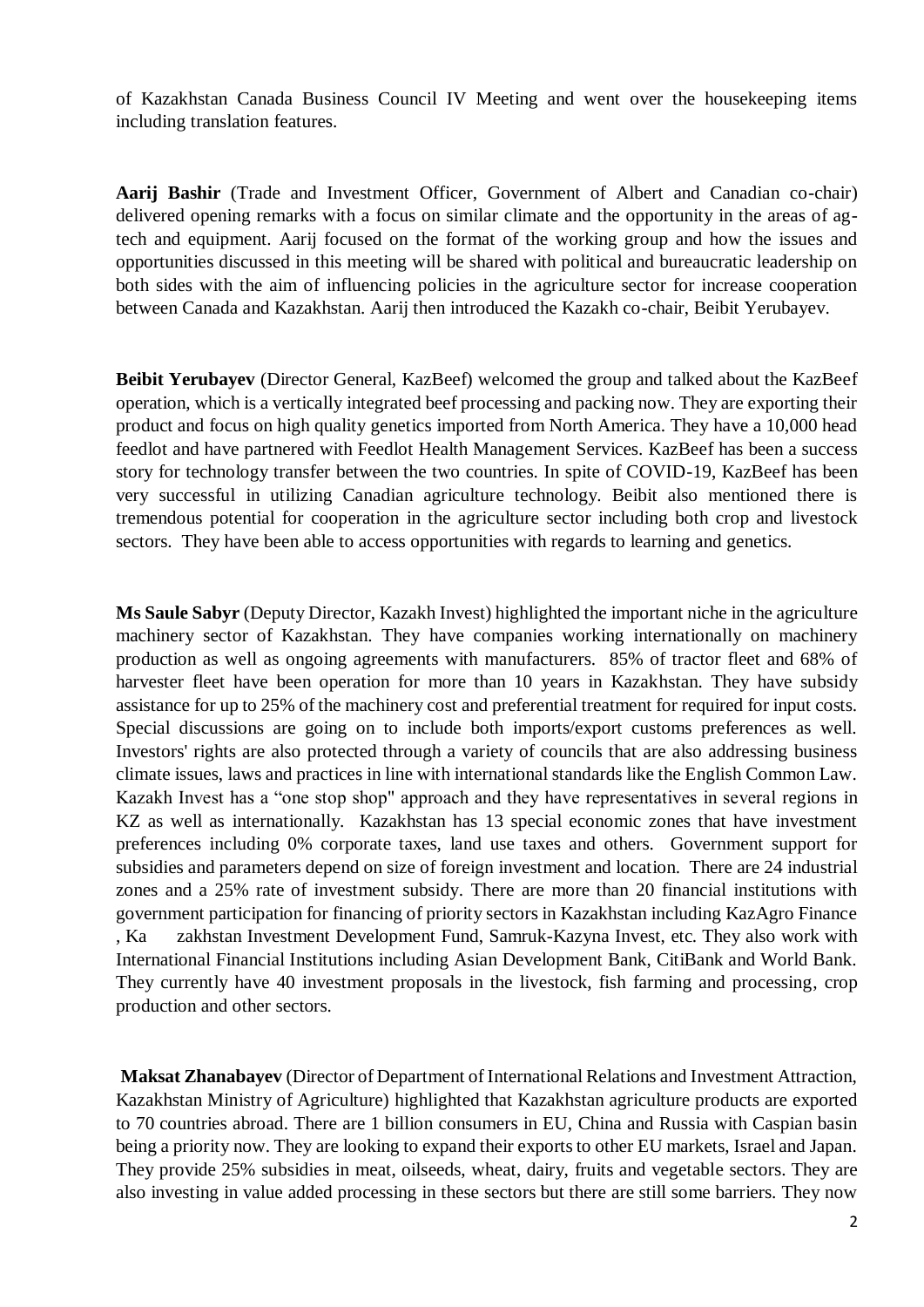of Kazakhstan Canada Business Council IV Meeting and went over the housekeeping items including translation features.

**Aarij Bashir** (Trade and Investment Officer, Government of Albert and Canadian co-chair) delivered opening remarks with a focus on similar climate and the opportunity in the areas of ag-tech and equipment. Aarij focused on the format of the working group and how the issues and opportunities discussed in this meeting will be shared with political and bureaucratic leadership on both sides with the aim of influencing policies in the agriculture sector for increase cooperation between Canada and Kazakhstan. Aarij then introduced the Kazakh co-chair, Beibit Yerubayev.

**Beibit Yerubayev** (Director General, KazBeef) welcomed the group and talked about the KazBeef operation, which is a vertically integrated beef processing and packing now. They are exporting their product and focus on high quality genetics imported from North America. They have a 10,000 head feedlot and have partnered with Feedlot Health Management Services. KazBeef has been a success story for technology transfer between the two countries. In spite of COVID-19, KazBeef has been very successful in utilizing Canadian agriculture technology. Beibit also mentioned there is tremendous potential for cooperation in the agriculture sector including both crop and livestock sectors. They have been able to access opportunities with regards to learning and genetics.

**Ms Saule Sabyr** (Deputy Director, Kazakh Invest) highlighted the important niche in the agriculture machinery sector of Kazakhstan. They have companies working internationally on machinery production as well as ongoing agreements with manufacturers. 85% of tractor fleet and 68% of harvester fleet have been operation for more than 10 years in Kazakhstan. They have subsidy assistance for up to 25% of the machinery cost and preferential treatment for required for input costs. Special discussions are going on to include both imports/export customs preferences as well. Investors' rights are also protected through a variety of councils that are also addressing business climate issues, laws and practices in line with international standards like the English Common Law. Kazakh Invest has a "one stop shop" approach and they have representatives in several regions in KZ as well as internationally. Kazakhstan has 13 special economic zones that have investment preferences including 0% corporate taxes, land use taxes and others. Government support for subsidies and parameters depend on size of foreign investment and location. There are 24 industrial zones and a 25% rate of investment subsidy. There are more than 20 financial institutions with government participation for financing of priority sectors in Kazakhstan including KazAgro Finance , Ka zakhstan Investment Development Fund, Samruk-Kazyna Invest, etc. They also work with International Financial Institutions including Asian Development Bank, CitiBank and World Bank. They currently have 40 investment proposals in the livestock, fish farming and processing, crop production and other sectors.

**Maksat Zhanabayev** (Director of Department of International Relations and Investment Attraction, Kazakhstan Ministry of Agriculture) highlighted that Kazakhstan agriculture products are exported to 70 countries abroad. There are 1 billion consumers in EU, China and Russia with Caspian basin being a priority now. They are looking to expand their exports to other EU markets, Israel and Japan. They provide 25% subsidies in meat, oilseeds, wheat, dairy, fruits and vegetable sectors. They are also investing in value added processing in these sectors but there are still some barriers. They now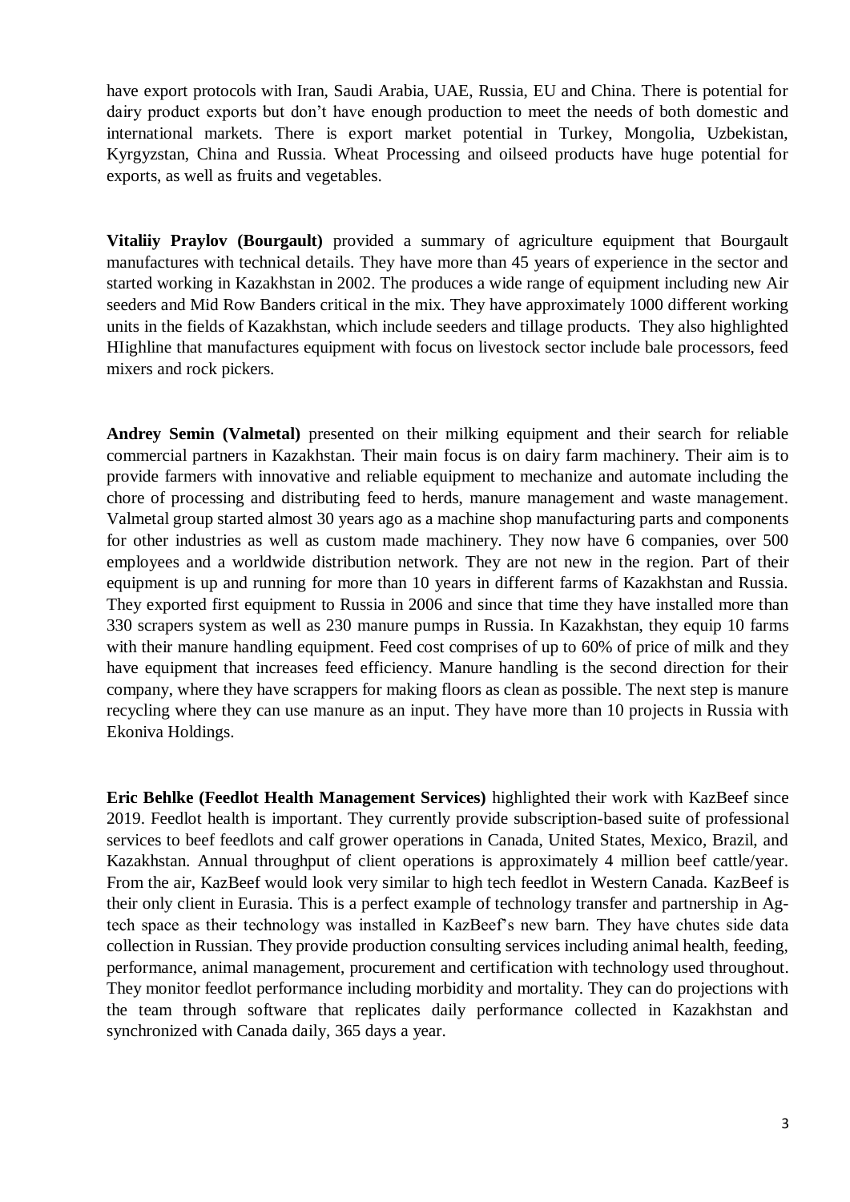have export protocols with Iran, Saudi Arabia, UAE, Russia, EU and China. There is potential for dairy product exports but don't have enough production to meet the needs of both domestic and international markets. There is export market potential in Turkey, Mongolia, Uzbekistan, Kyrgyzstan, China and Russia. Wheat Processing and oilseed products have huge potential for exports, as well as fruits and vegetables.

**Vitaliiy Praylov (Bourgault)** provided a summary of agriculture equipment that Bourgault manufactures with technical details. They have more than 45 years of experience in the sector and started working in Kazakhstan in 2002. The produces a wide range of equipment including new Air seeders and Mid Row Banders critical in the mix. They have approximately 1000 different working units in the fields of Kazakhstan, which include seeders and tillage products. They also highlighted HIighline that manufactures equipment with focus on livestock sector include bale processors, feed mixers and rock pickers.

**Andrey Semin (Valmetal)** presented on their milking equipment and their search for reliable commercial partners in Kazakhstan. Their main focus is on dairy farm machinery. Their aim is to provide farmers with innovative and reliable equipment to mechanize and automate including the chore of processing and distributing feed to herds, manure management and waste management. Valmetal group started almost 30 years ago as a machine shop manufacturing parts and components for other industries as well as custom made machinery. They now have 6 companies, over 500 employees and a worldwide distribution network. They are not new in the region. Part of their equipment is up and running for more than 10 years in different farms of Kazakhstan and Russia. They exported first equipment to Russia in 2006 and since that time they have installed more than 330 scrapers system as well as 230 manure pumps in Russia. In Kazakhstan, they equip 10 farms with their manure handling equipment. Feed cost comprises of up to 60% of price of milk and they have equipment that increases feed efficiency. Manure handling is the second direction for their company, where they have scrappers for making floors as clean as possible. The next step is manure recycling where they can use manure as an input. They have more than 10 projects in Russia with Ekoniva Holdings.

**Eric Behlke (Feedlot Health Management Services)** highlighted their work with KazBeef since 2019. Feedlot health is important. They currently provide subscription-based suite of professional services to beef feedlots and calf grower operations in Canada, United States, Mexico, Brazil, and Kazakhstan. Annual throughput of client operations is approximately 4 million beef cattle/year. From the air, KazBeef would look very similar to high tech feedlot in Western Canada. KazBeef is their only client in Eurasia. This is a perfect example of technology transfer and partnership in Ag-tech space as their technology was installed in KazBeef's new barn. They have chutes side data collection in Russian. They provide production consulting services including animal health, feeding, performance, animal management, procurement and certification with technology used throughout. They monitor feedlot performance including morbidity and mortality. They can do projections with the team through software that replicates daily performance collected in Kazakhstan and synchronized with Canada daily, 365 days a year.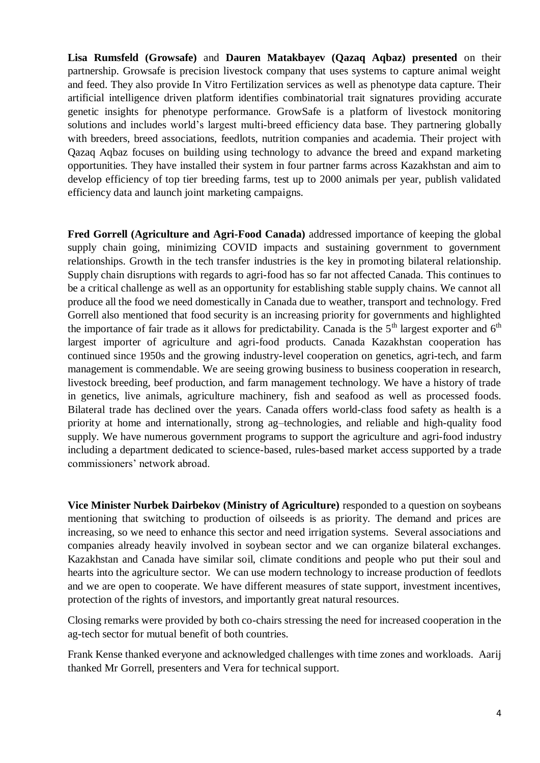**Lisa Rumsfeld (Growsafe)** and **Dauren Matakbayev (Qazaq Aqbaz) presented** on their partnership. Growsafe is precision livestock company that uses systems to capture animal weight and feed. They also provide In Vitro Fertilization services as well as phenotype data capture. Their artificial intelligence driven platform identifies combinatorial trait signatures providing accurate genetic insights for phenotype performance. GrowSafe is a platform of livestock monitoring solutions and includes world's largest multi-breed efficiency data base. They partnering globally with breeders, breed associations, feedlots, nutrition companies and academia. Their project with Qazaq Aqbaz focuses on building using technology to advance the breed and expand marketing opportunities. They have installed their system in four partner farms across Kazakhstan and aim to develop efficiency of top tier breeding farms, test up to 2000 animals per year, publish validated efficiency data and launch joint marketing campaigns.

**Fred Gorrell (Agriculture and Agri-Food Canada)** addressed importance of keeping the global supply chain going, minimizing COVID impacts and sustaining government to government relationships. Growth in the tech transfer industries is the key in promoting bilateral relationship. Supply chain disruptions with regards to agri-food has so far not affected Canada. This continues to be a critical challenge as well as an opportunity for establishing stable supply chains. We cannot all produce all the food we need domestically in Canada due to weather, transport and technology. Fred Gorrell also mentioned that food security is an increasing priority for governments and highlighted the importance of fair trade as it allows for predictability. Canada is the 5th largest exporter and 6th largest importer of agriculture and agri-food products. Canada Kazakhstan cooperation has continued since 1950s and the growing industry-level cooperation on genetics, agri-tech, and farm management is commendable. We are seeing growing business to business cooperation in research, livestock breeding, beef production, and farm management technology. We have a history of trade in genetics, live animals, agriculture machinery, fish and seafood as well as processed foods. Bilateral trade has declined over the years. Canada offers world-class food safety as health is a priority at home and internationally, strong ag–technologies, and reliable and high-quality food supply. We have numerous government programs to support the agriculture and agri-food industry including a department dedicated to science-based, rules-based market access supported by a trade commissioners' network abroad.

**Vice Minister Nurbek Dairbekov (Ministry of Agriculture)** responded to a question on soybeans mentioning that switching to production of oilseeds is as priority. The demand and prices are increasing, so we need to enhance this sector and need irrigation systems. Several associations and companies already heavily involved in soybean sector and we can organize bilateral exchanges. Kazakhstan and Canada have similar soil, climate conditions and people who put their soul and hearts into the agriculture sector. We can use modern technology to increase production of feedlots and we are open to cooperate. We have different measures of state support, investment incentives, protection of the rights of investors, and importantly great natural resources.

Closing remarks were provided by both co-chairs stressing the need for increased cooperation in the ag-tech sector for mutual benefit of both countries.

Frank Kense thanked everyone and acknowledged challenges with time zones and workloads. Aarij thanked Mr Gorrell, presenters and Vera for technical support.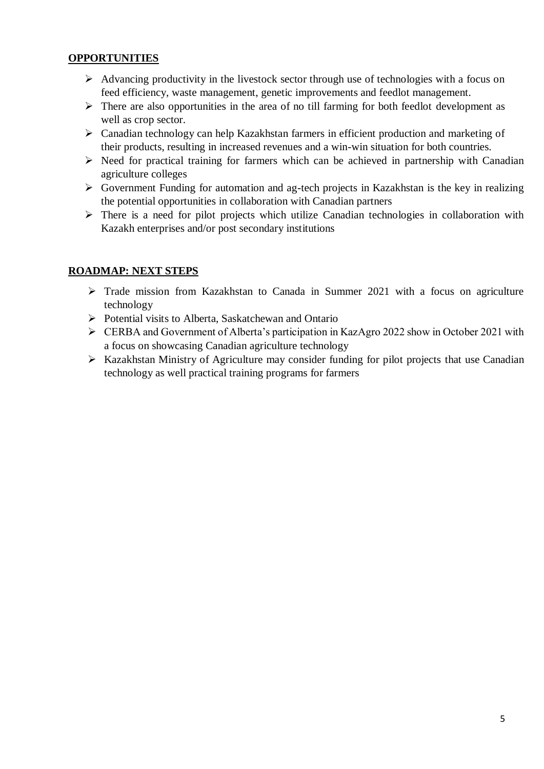**OPPORTUNITIES**

- Advancing productivity in the livestock sector through use of technologies with a focus on feed efficiency, waste management, genetic improvements and feedlot management.
- There are also opportunities in the area of no till farming for both feedlot development as well as crop sector.
- Canadian technology can help Kazakhstan farmers in efficient production and marketing of their products, resulting in increased revenues and a win-win situation for both countries.
- Need for practical training for farmers which can be achieved in partnership with Canadian agriculture colleges
- Government Funding for automation and ag-tech projects in Kazakhstan is the key in realizing the potential opportunities in collaboration with Canadian partners
- There is a need for pilot projects which utilize Canadian technologies in collaboration with Kazakh enterprises and/or post secondary institutions

**ROADMAP: NEXT STEPS**

- Trade mission from Kazakhstan to Canada in Summer 2021 with a focus on agriculture technology
- Potential visits to Alberta, Saskatchewan and Ontario
- CERBA and Government of Alberta's participation in KazAgro 2022 show in October 2021 with a focus on showcasing Canadian agriculture technology
- Kazakhstan Ministry of Agriculture may consider funding for pilot projects that use Canadian technology as well practical training programs for farmers